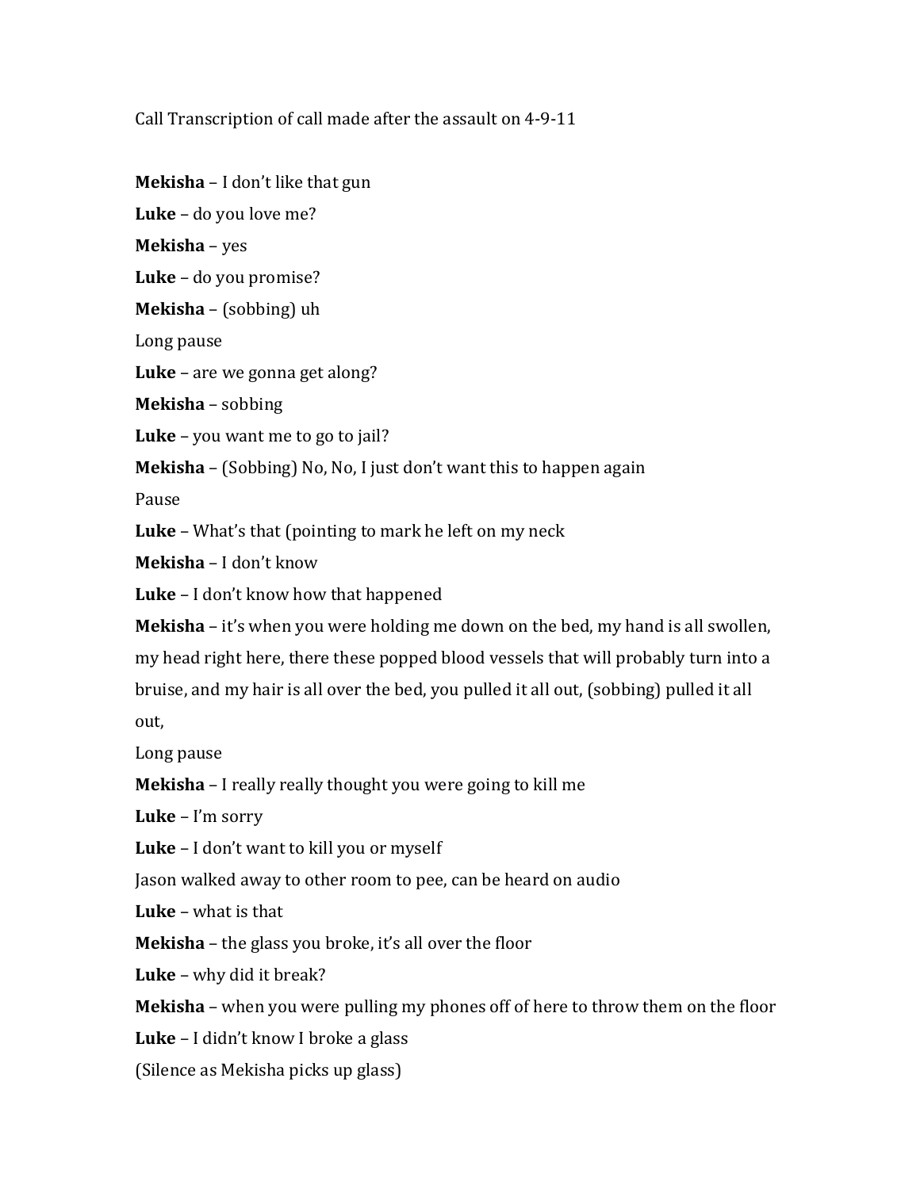Call Transcription of call made after the assault on 4-9-11

**Mekisha** – I don't like that gun

**Luke** – do you love me?

**Mekisha** – yes

**Luke** – do you promise?

**Mekisha** – (sobbing) uh

Long pause

**Luke** – are we gonna get along?

**Mekisha** – sobbing

**Luke** – you want me to go to jail?

**Mekisha** – (Sobbing) No, No, I just don't want this to happen again

Pause

**Luke** – What's that (pointing to mark he left on my neck

**Mekisha** – I don't know

**Luke** – I don't know how that happened

**Mekisha** – it's when you were holding me down on the bed, my hand is all swollen, my head right here, there these popped blood vessels that will probably turn into a bruise, and my hair is all over the bed, you pulled it all out, (sobbing) pulled it all out,

Long pause

**Mekisha** – I really really thought you were going to kill me

**Luke** – I'm sorry

**Luke** – I don't want to kill you or myself

Jason walked away to other room to pee, can be heard on audio

**Luke** – what is that

**Mekisha** – the glass you broke, it's all over the floor

**Luke** – why did it break?

**Mekisha** – when you were pulling my phones off of here to throw them on the floor

**Luke** – I didn't know I broke a glass

(Silence as Mekisha picks up glass)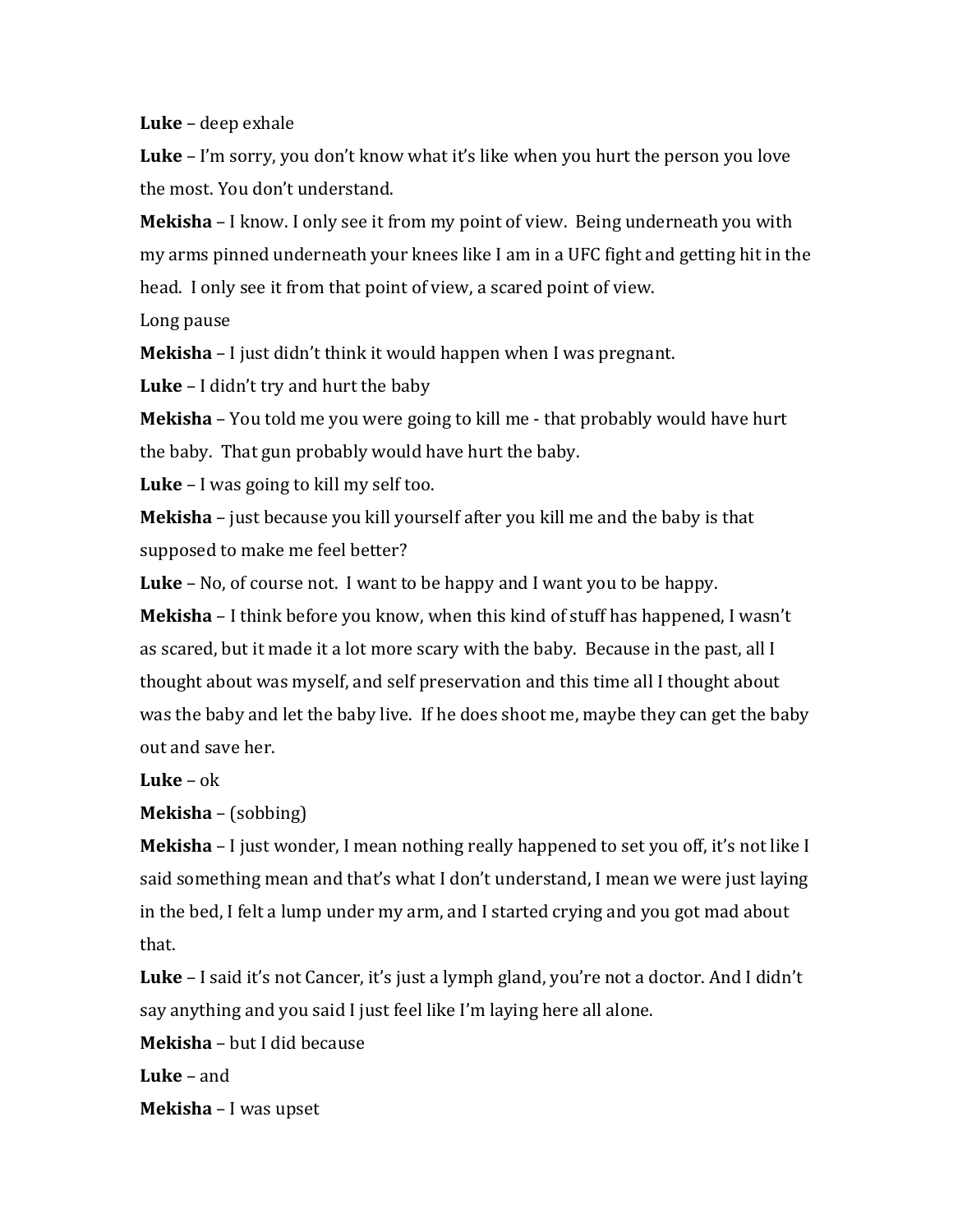**Luke** – deep exhale

**Luke** – I'm sorry, you don't know what it's like when you hurt the person you love the most. You don't understand.

**Mekisha** – I know. I only see it from my point of view. Being underneath you with my arms pinned underneath your knees like I am in a UFC fight and getting hit in the head. I only see it from that point of view, a scared point of view.

Long pause

**Mekisha** – I just didn't think it would happen when I was pregnant.

**Luke** – I didn't try and hurt the baby

**Mekisha** – You told me you were going to kill me - that probably would have hurt the baby. That gun probably would have hurt the baby.

**Luke** – I was going to kill my self too.

**Mekisha** – just because you kill yourself after you kill me and the baby is that supposed to make me feel better?

**Luke** – No, of course not. I want to be happy and I want you to be happy.

**Mekisha** – I think before you know, when this kind of stuff has happened, I wasn't as scared, but it made it a lot more scary with the baby. Because in the past, all I thought about was myself, and self preservation and this time all I thought about was the baby and let the baby live. If he does shoot me, maybe they can get the baby out and save her.

**Luke** – ok

**Mekisha** – (sobbing)

**Mekisha** – I just wonder, I mean nothing really happened to set you off, it's not like I said something mean and that's what I don't understand, I mean we were just laying in the bed, I felt a lump under my arm, and I started crying and you got mad about that.

**Luke** – I said it's not Cancer, it's just a lymph gland, you're not a doctor. And I didn't say anything and you said I just feel like I'm laying here all alone.

**Mekisha** – but I did because

**Luke** – and

**Mekisha** – I was upset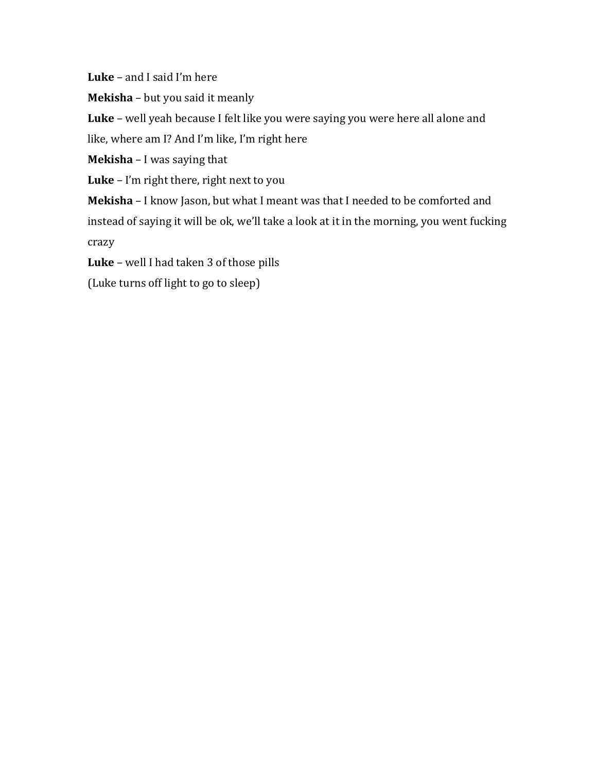**Luke** – and I said I'm here

**Mekisha** – but you said it meanly

**Luke** – well yeah because I felt like you were saying you were here all alone and like, where am I? And I'm like, I'm right here

**Mekisha** – I was saying that

**Luke** – I'm right there, right next to you

**Mekisha** – I know Jason, but what I meant was that I needed to be comforted and instead of saying it will be ok, we'll take a look at it in the morning, you went fucking crazy

**Luke** – well I had taken 3 of those pills

(Luke turns off light to go to sleep)